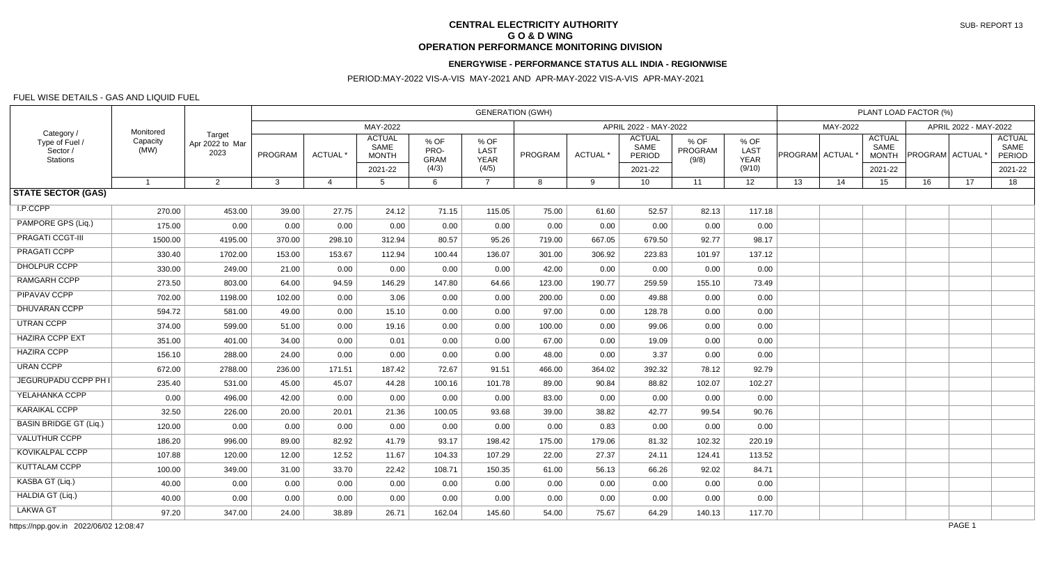**CENTRAL ELECTRICITY AUTHORITY**
**G O & D WING**
**OPERATION PERFORMANCE MONITORING DIVISION**

SUB- REPORT 13

**ENERGYWISE - PERFORMANCE STATUS ALL INDIA - REGIONWISE**

PERIOD:MAY-2022 VIS-A-VIS MAY-2021 AND APR-MAY-2022 VIS-A-VIS APR-MAY-2021

FUEL WISE DETAILS - GAS AND LIQUID FUEL

| Category / Type of Fuel / Sector / Stations | Monitored Capacity (MW) | Target Apr 2022 to Mar 2023 | GENERATION (GWH) | | | | | | | | | | PLANT LOAD FACTOR (%) | | | | | |
|---|---|---|---|---|---|---|---|---|---|---|---|---|---|---|---|---|---|---|
| | | | MAY-2022 | | | | | APRIL 2022 - MAY-2022 | | | | | MAY-2022 | | | APRIL 2022 - MAY-2022 | | |
| | | | PROGRAM | ACTUAL * | ACTUAL SAME MONTH 2021-22 | % OF PRO-GRAM (4/3) | % OF LAST YEAR (4/5) | PROGRAM | ACTUAL * | ACTUAL SAME PERIOD 2021-22 | % OF PROGRAM (9/8) | % OF LAST YEAR (9/10) | PROGRAM | ACTUAL * | ACTUAL SAME MONTH 2021-22 | PROGRAM | ACTUAL * | ACTUAL SAME PERIOD 2021-22 |
| 1 | 2 | | 3 | 4 | 5 | 6 | 7 | 8 | 9 | 10 | 11 | 12 | 13 | 14 | 15 | 16 | 17 | 18 |
| **STATE SECTOR (GAS)** | | | | | | | | | | | | | | | | | | |
| I.P.CCPP | 270.00 | 453.00 | 39.00 | 27.75 | 24.12 | 71.15 | 115.05 | 75.00 | 61.60 | 52.57 | 82.13 | 117.18 | | | | | | |
| PAMPORE GPS (Liq.) | 175.00 | 0.00 | 0.00 | 0.00 | 0.00 | 0.00 | 0.00 | 0.00 | 0.00 | 0.00 | 0.00 | 0.00 | | | | | | |
| PRAGATI CCGT-III | 1500.00 | 4195.00 | 370.00 | 298.10 | 312.94 | 80.57 | 95.26 | 719.00 | 667.05 | 679.50 | 92.77 | 98.17 | | | | | | |
| PRAGATI CCPP | 330.40 | 1702.00 | 153.00 | 153.67 | 112.94 | 100.44 | 136.07 | 301.00 | 306.92 | 223.83 | 101.97 | 137.12 | | | | | | |
| DHOLPUR CCPP | 330.00 | 249.00 | 21.00 | 0.00 | 0.00 | 0.00 | 0.00 | 42.00 | 0.00 | 0.00 | 0.00 | 0.00 | | | | | | |
| RAMGARH CCPP | 273.50 | 803.00 | 64.00 | 94.59 | 146.29 | 147.80 | 64.66 | 123.00 | 190.77 | 259.59 | 155.10 | 73.49 | | | | | | |
| PIPAVAV CCPP | 702.00 | 1198.00 | 102.00 | 0.00 | 3.06 | 0.00 | 0.00 | 200.00 | 0.00 | 49.88 | 0.00 | 0.00 | | | | | | |
| DHUVARAN CCPP | 594.72 | 581.00 | 49.00 | 0.00 | 15.10 | 0.00 | 0.00 | 97.00 | 0.00 | 128.78 | 0.00 | 0.00 | | | | | | |
| UTRAN CCPP | 374.00 | 599.00 | 51.00 | 0.00 | 19.16 | 0.00 | 0.00 | 100.00 | 0.00 | 99.06 | 0.00 | 0.00 | | | | | | |
| HAZIRA CCPP EXT | 351.00 | 401.00 | 34.00 | 0.00 | 0.01 | 0.00 | 0.00 | 67.00 | 0.00 | 19.09 | 0.00 | 0.00 | | | | | | |
| HAZIRA CCPP | 156.10 | 288.00 | 24.00 | 0.00 | 0.00 | 0.00 | 0.00 | 48.00 | 0.00 | 3.37 | 0.00 | 0.00 | | | | | | |
| URAN CCPP | 672.00 | 2788.00 | 236.00 | 171.51 | 187.42 | 72.67 | 91.51 | 466.00 | 364.02 | 392.32 | 78.12 | 92.79 | | | | | | |
| JEGURUPADU CCPP PH I | 235.40 | 531.00 | 45.00 | 45.07 | 44.28 | 100.16 | 101.78 | 89.00 | 90.84 | 88.82 | 102.07 | 102.27 | | | | | | |
| YELAHANKA CCPP | 0.00 | 496.00 | 42.00 | 0.00 | 0.00 | 0.00 | 0.00 | 83.00 | 0.00 | 0.00 | 0.00 | 0.00 | | | | | | |
| KARAIKAL CCPP | 32.50 | 226.00 | 20.00 | 20.01 | 21.36 | 100.05 | 93.68 | 39.00 | 38.82 | 42.77 | 99.54 | 90.76 | | | | | | |
| BASIN BRIDGE GT (Liq.) | 120.00 | 0.00 | 0.00 | 0.00 | 0.00 | 0.00 | 0.00 | 0.00 | 0.83 | 0.00 | 0.00 | 0.00 | | | | | | |
| VALUTHUR CCPP | 186.20 | 996.00 | 89.00 | 82.92 | 41.79 | 93.17 | 198.42 | 175.00 | 179.06 | 81.32 | 102.32 | 220.19 | | | | | | |
| KOVIKALPAL CCPP | 107.88 | 120.00 | 12.00 | 12.52 | 11.67 | 104.33 | 107.29 | 22.00 | 27.37 | 24.11 | 124.41 | 113.52 | | | | | | |
| KUTTALAM CCPP | 100.00 | 349.00 | 31.00 | 33.70 | 22.42 | 108.71 | 150.35 | 61.00 | 56.13 | 66.26 | 92.02 | 84.71 | | | | | | |
| KASBA GT (Liq.) | 40.00 | 0.00 | 0.00 | 0.00 | 0.00 | 0.00 | 0.00 | 0.00 | 0.00 | 0.00 | 0.00 | 0.00 | | | | | | |
| HALDIA GT (Liq.) | 40.00 | 0.00 | 0.00 | 0.00 | 0.00 | 0.00 | 0.00 | 0.00 | 0.00 | 0.00 | 0.00 | 0.00 | | | | | | |
| LAKWA GT | 97.20 | 347.00 | 24.00 | 38.89 | 26.71 | 162.04 | 145.60 | 54.00 | 75.67 | 64.29 | 140.13 | 117.70 | | | | | | |

https://npp.gov.in 2022/06/02 12:08:47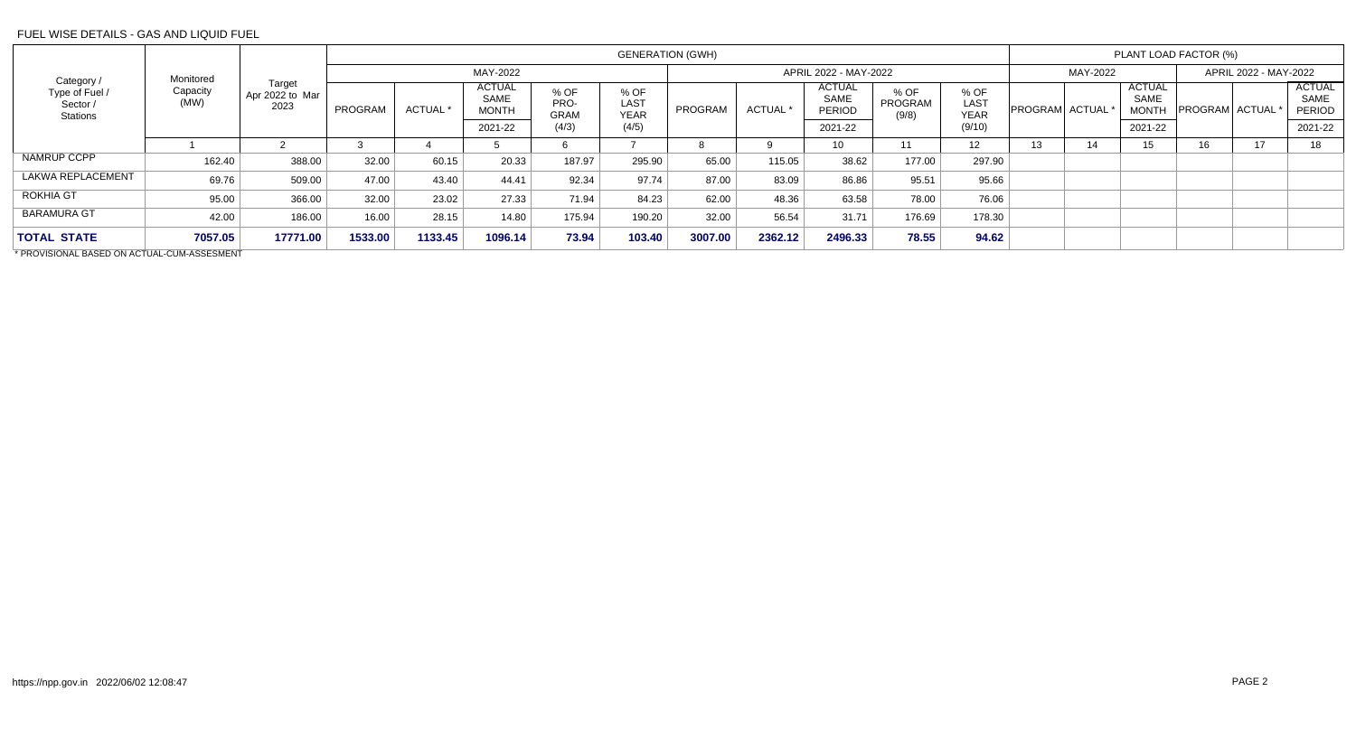FUEL WISE DETAILS - GAS AND LIQUID FUEL

| Category / Type of Fuel / Sector / Stations | Monitored Capacity (MW) | Target Apr 2022 to Mar 2023 | GENERATION (GWH) | | | | | | | | | | PLANT LOAD FACTOR (%) | | | | | |
|---|---|---|---|---|---|---|---|---|---|---|---|---|---|---|---|---|---|---|
| | | | MAY-2022 | | | | | APRIL 2022 - MAY-2022 | | | | | MAY-2022 | | | APRIL 2022 - MAY-2022 | | |
| | | | PROGRAM | ACTUAL * | ACTUAL SAME MONTH 2021-22 | % OF PRO-GRAM (4/3) | % OF LAST YEAR (4/5) | PROGRAM | ACTUAL * | ACTUAL SAME PERIOD 2021-22 | % OF PROGRAM (9/8) | % OF LAST YEAR (9/10) | PROGRAM | ACTUAL * | ACTUAL SAME MONTH 2021-22 | PROGRAM | ACTUAL * | ACTUAL SAME PERIOD 2021-22 |
| | 1 | 2 | 3 | 4 | 5 | 6 | 7 | 8 | 9 | 10 | 11 | 12 | 13 | 14 | 15 | 16 | 17 | 18 |
| NAMRUP CCPP | 162.40 | 388.00 | 32.00 | 60.15 | 20.33 | 187.97 | 295.90 | 65.00 | 115.05 | 38.62 | 177.00 | 297.90 | | | | | | |
| LAKWA REPLACEMENT | 69.76 | 509.00 | 47.00 | 43.40 | 44.41 | 92.34 | 97.74 | 87.00 | 83.09 | 86.86 | 95.51 | 95.66 | | | | | | |
| ROKHIA GT | 95.00 | 366.00 | 32.00 | 23.02 | 27.33 | 71.94 | 84.23 | 62.00 | 48.36 | 63.58 | 78.00 | 76.06 | | | | | | |
| BARAMURA GT | 42.00 | 186.00 | 16.00 | 28.15 | 14.80 | 175.94 | 190.20 | 32.00 | 56.54 | 31.71 | 176.69 | 178.30 | | | | | | |
| **TOTAL STATE** | **7057.05** | **17771.00** | **1533.00** | **1133.45** | **1096.14** | **73.94** | **103.40** | **3007.00** | **2362.12** | **2496.33** | **78.55** | **94.62** | | | | | | |

\* PROVISIONAL BASED ON ACTUAL-CUM-ASSESMENT

https://npp.gov.in 2022/06/02 12:08:47